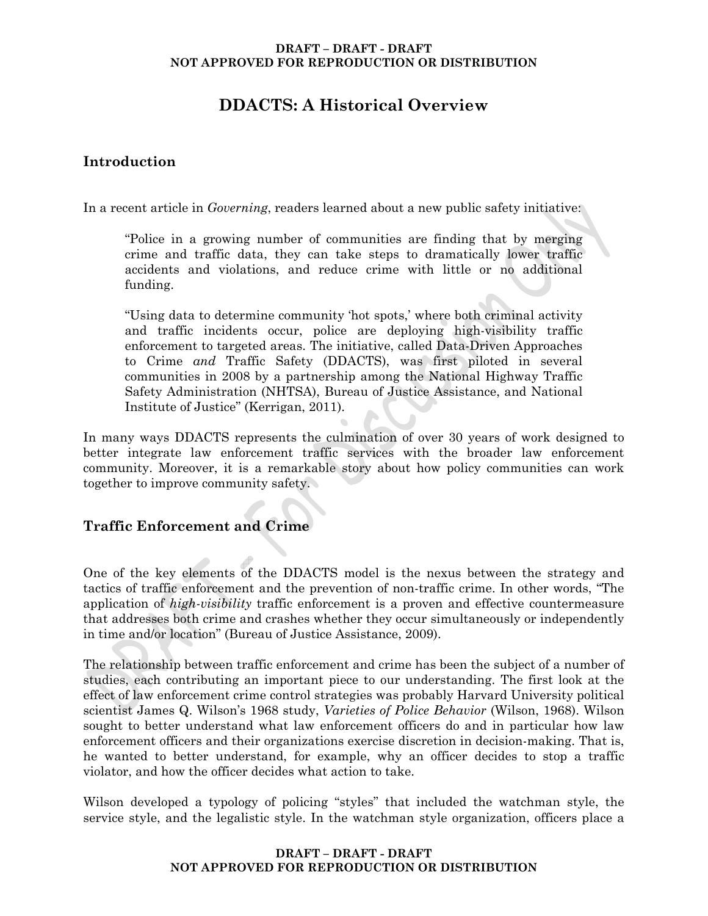# DDACTS: A Historical Overview

## Introduction

In a recent article in *Governing*, readers learned about a new public safety initiative:

> "Police in a growing number of communities are finding that by merging crime and traffic data, they can take steps to dramatically lower traffic accidents and violations, and reduce crime with little or no additional funding.
>
> "Using data to determine community 'hot spots,' where both criminal activity and traffic incidents occur, police are deploying high-visibility traffic enforcement to targeted areas. The initiative, called Data-Driven Approaches to Crime *and* Traffic Safety (DDACTS), was first piloted in several communities in 2008 by a partnership among the National Highway Traffic Safety Administration (NHTSA), Bureau of Justice Assistance, and National Institute of Justice" (Kerrigan, 2011).

In many ways DDACTS represents the culmination of over 30 years of work designed to better integrate law enforcement traffic services with the broader law enforcement community. Moreover, it is a remarkable story about how policy communities can work together to improve community safety.

## Traffic Enforcement and Crime

One of the key elements of the DDACTS model is the nexus between the strategy and tactics of traffic enforcement and the prevention of non-traffic crime. In other words, "The application of *high-visibility* traffic enforcement is a proven and effective countermeasure that addresses both crime and crashes whether they occur simultaneously or independently in time and/or location" (Bureau of Justice Assistance, 2009).

The relationship between traffic enforcement and crime has been the subject of a number of studies, each contributing an important piece to our understanding. The first look at the effect of law enforcement crime control strategies was probably Harvard University political scientist James Q. Wilson's 1968 study, *Varieties of Police Behavior* (Wilson, 1968). Wilson sought to better understand what law enforcement officers do and in particular how law enforcement officers and their organizations exercise discretion in decision-making. That is, he wanted to better understand, for example, why an officer decides to stop a traffic violator, and how the officer decides what action to take.

Wilson developed a typology of policing "styles" that included the watchman style, the service style, and the legalistic style. In the watchman style organization, officers place a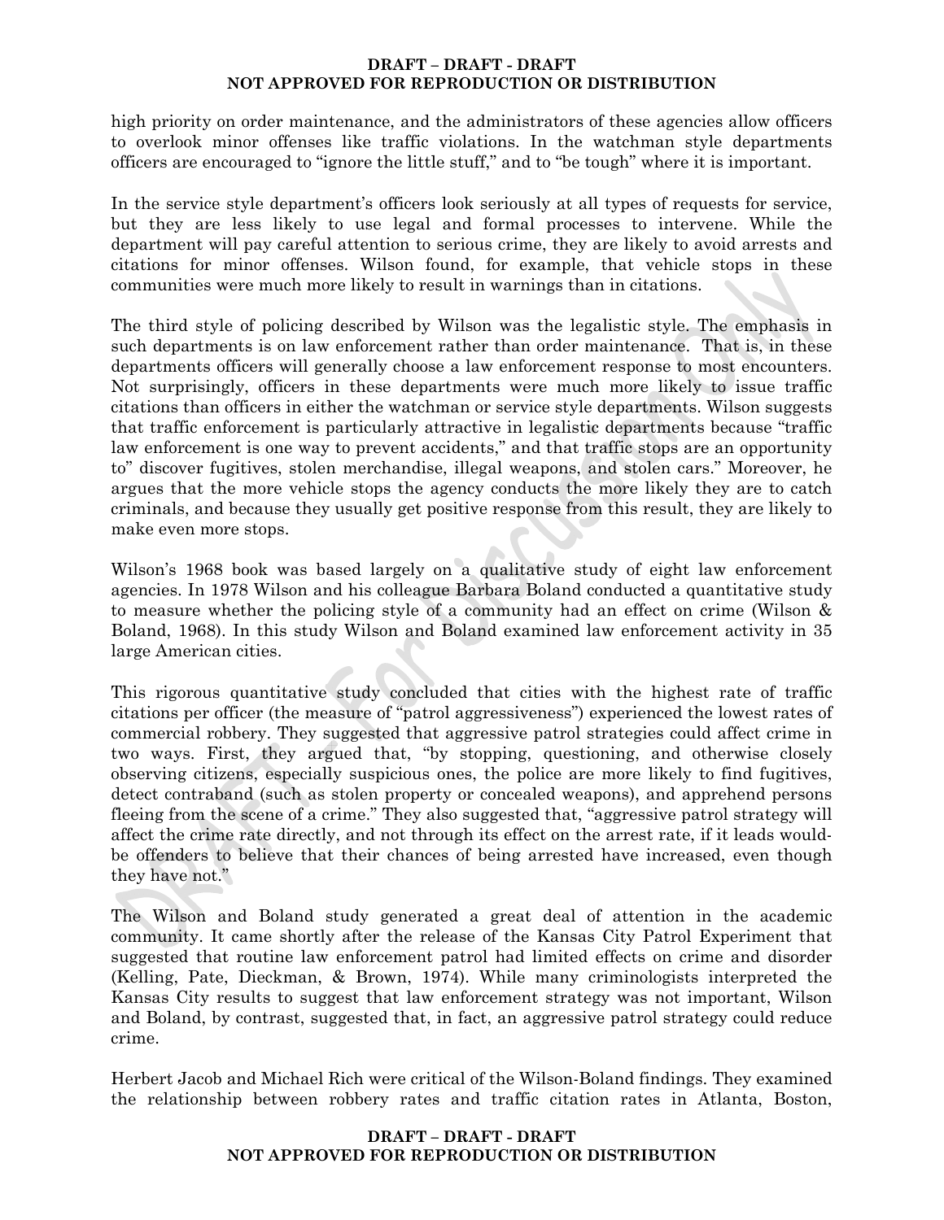high priority on order maintenance, and the administrators of these agencies allow officers to overlook minor offenses like traffic violations. In the watchman style departments officers are encouraged to "ignore the little stuff," and to "be tough" where it is important.

In the service style department's officers look seriously at all types of requests for service, but they are less likely to use legal and formal processes to intervene. While the department will pay careful attention to serious crime, they are likely to avoid arrests and citations for minor offenses. Wilson found, for example, that vehicle stops in these communities were much more likely to result in warnings than in citations.

The third style of policing described by Wilson was the legalistic style. The emphasis in such departments is on law enforcement rather than order maintenance. That is, in these departments officers will generally choose a law enforcement response to most encounters. Not surprisingly, officers in these departments were much more likely to issue traffic citations than officers in either the watchman or service style departments. Wilson suggests that traffic enforcement is particularly attractive in legalistic departments because "traffic law enforcement is one way to prevent accidents," and that traffic stops are an opportunity to" discover fugitives, stolen merchandise, illegal weapons, and stolen cars." Moreover, he argues that the more vehicle stops the agency conducts the more likely they are to catch criminals, and because they usually get positive response from this result, they are likely to make even more stops.

Wilson's 1968 book was based largely on a qualitative study of eight law enforcement agencies. In 1978 Wilson and his colleague Barbara Boland conducted a quantitative study to measure whether the policing style of a community had an effect on crime (Wilson & Boland, 1968). In this study Wilson and Boland examined law enforcement activity in 35 large American cities.

This rigorous quantitative study concluded that cities with the highest rate of traffic citations per officer (the measure of "patrol aggressiveness") experienced the lowest rates of commercial robbery. They suggested that aggressive patrol strategies could affect crime in two ways. First, they argued that, "by stopping, questioning, and otherwise closely observing citizens, especially suspicious ones, the police are more likely to find fugitives, detect contraband (such as stolen property or concealed weapons), and apprehend persons fleeing from the scene of a crime." They also suggested that, "aggressive patrol strategy will affect the crime rate directly, and not through its effect on the arrest rate, if it leads would-be offenders to believe that their chances of being arrested have increased, even though they have not."

The Wilson and Boland study generated a great deal of attention in the academic community. It came shortly after the release of the Kansas City Patrol Experiment that suggested that routine law enforcement patrol had limited effects on crime and disorder (Kelling, Pate, Dieckman, & Brown, 1974). While many criminologists interpreted the Kansas City results to suggest that law enforcement strategy was not important, Wilson and Boland, by contrast, suggested that, in fact, an aggressive patrol strategy could reduce crime.

Herbert Jacob and Michael Rich were critical of the Wilson-Boland findings. They examined the relationship between robbery rates and traffic citation rates in Atlanta, Boston,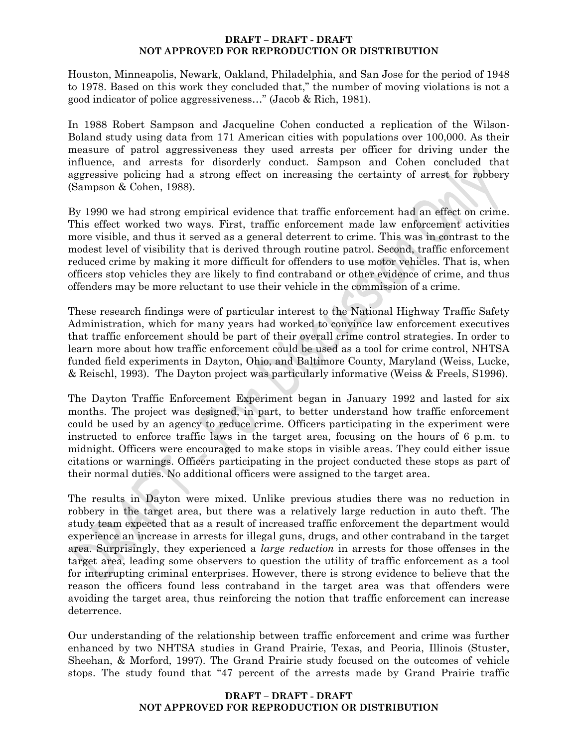Houston, Minneapolis, Newark, Oakland, Philadelphia, and San Jose for the period of 1948 to 1978. Based on this work they concluded that," the number of moving violations is not a good indicator of police aggressiveness…" (Jacob & Rich, 1981).

In 1988 Robert Sampson and Jacqueline Cohen conducted a replication of the Wilson-Boland study using data from 171 American cities with populations over 100,000. As their measure of patrol aggressiveness they used arrests per officer for driving under the influence, and arrests for disorderly conduct. Sampson and Cohen concluded that aggressive policing had a strong effect on increasing the certainty of arrest for robbery (Sampson & Cohen, 1988).

By 1990 we had strong empirical evidence that traffic enforcement had an effect on crime. This effect worked two ways. First, traffic enforcement made law enforcement activities more visible, and thus it served as a general deterrent to crime. This was in contrast to the modest level of visibility that is derived through routine patrol. Second, traffic enforcement reduced crime by making it more difficult for offenders to use motor vehicles. That is, when officers stop vehicles they are likely to find contraband or other evidence of crime, and thus offenders may be more reluctant to use their vehicle in the commission of a crime.

These research findings were of particular interest to the National Highway Traffic Safety Administration, which for many years had worked to convince law enforcement executives that traffic enforcement should be part of their overall crime control strategies. In order to learn more about how traffic enforcement could be used as a tool for crime control, NHTSA funded field experiments in Dayton, Ohio, and Baltimore County, Maryland (Weiss, Lucke, & Reischl, 1993). The Dayton project was particularly informative (Weiss & Freels, S1996).

The Dayton Traffic Enforcement Experiment began in January 1992 and lasted for six months. The project was designed, in part, to better understand how traffic enforcement could be used by an agency to reduce crime. Officers participating in the experiment were instructed to enforce traffic laws in the target area, focusing on the hours of 6 p.m. to midnight. Officers were encouraged to make stops in visible areas. They could either issue citations or warnings. Officers participating in the project conducted these stops as part of their normal duties. No additional officers were assigned to the target area.

The results in Dayton were mixed. Unlike previous studies there was no reduction in robbery in the target area, but there was a relatively large reduction in auto theft. The study team expected that as a result of increased traffic enforcement the department would experience an increase in arrests for illegal guns, drugs, and other contraband in the target area. Surprisingly, they experienced a *large reduction* in arrests for those offenses in the target area, leading some observers to question the utility of traffic enforcement as a tool for interrupting criminal enterprises. However, there is strong evidence to believe that the reason the officers found less contraband in the target area was that offenders were avoiding the target area, thus reinforcing the notion that traffic enforcement can increase deterrence.

Our understanding of the relationship between traffic enforcement and crime was further enhanced by two NHTSA studies in Grand Prairie, Texas, and Peoria, Illinois (Stuster, Sheehan, & Morford, 1997). The Grand Prairie study focused on the outcomes of vehicle stops. The study found that "47 percent of the arrests made by Grand Prairie traffic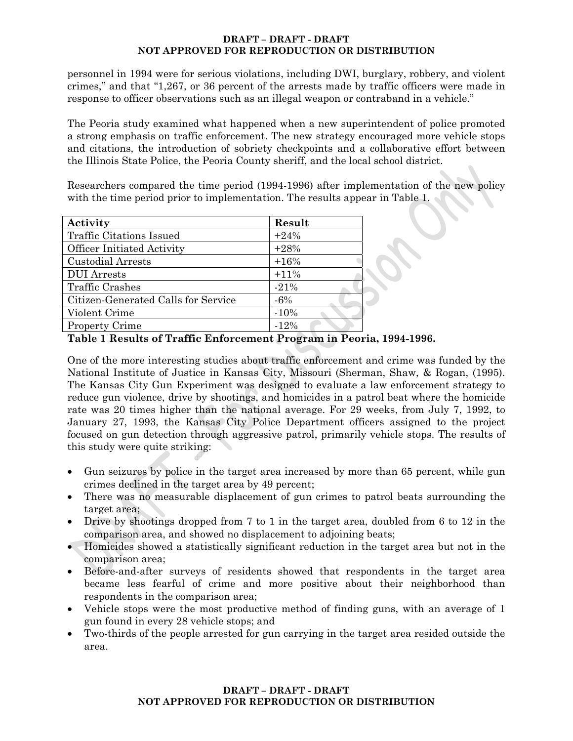personnel in 1994 were for serious violations, including DWI, burglary, robbery, and violent crimes," and that "1,267, or 36 percent of the arrests made by traffic officers were made in response to officer observations such as an illegal weapon or contraband in a vehicle."

The Peoria study examined what happened when a new superintendent of police promoted a strong emphasis on traffic enforcement. The new strategy encouraged more vehicle stops and citations, the introduction of sobriety checkpoints and a collaborative effort between the Illinois State Police, the Peoria County sheriff, and the local school district.

Researchers compared the time period (1994-1996) after implementation of the new policy with the time period prior to implementation. The results appear in Table 1.

| Activity | Result |
|---|---|
| Traffic Citations Issued | +24% |
| Officer Initiated Activity | +28% |
| Custodial Arrests | +16% |
| DUI Arrests | +11% |
| Traffic Crashes | -21% |
| Citizen-Generated Calls for Service | -6% |
| Violent Crime | -10% |
| Property Crime | -12% |

**Table 1 Results of Traffic Enforcement Program in Peoria, 1994-1996.**

One of the more interesting studies about traffic enforcement and crime was funded by the National Institute of Justice in Kansas City, Missouri (Sherman, Shaw, & Rogan, (1995). The Kansas City Gun Experiment was designed to evaluate a law enforcement strategy to reduce gun violence, drive by shootings, and homicides in a patrol beat where the homicide rate was 20 times higher than the national average. For 29 weeks, from July 7, 1992, to January 27, 1993, the Kansas City Police Department officers assigned to the project focused on gun detection through aggressive patrol, primarily vehicle stops. The results of this study were quite striking:

- Gun seizures by police in the target area increased by more than 65 percent, while gun crimes declined in the target area by 49 percent;
- There was no measurable displacement of gun crimes to patrol beats surrounding the target area;
- Drive by shootings dropped from 7 to 1 in the target area, doubled from 6 to 12 in the comparison area, and showed no displacement to adjoining beats;
- Homicides showed a statistically significant reduction in the target area but not in the comparison area;
- Before-and-after surveys of residents showed that respondents in the target area became less fearful of crime and more positive about their neighborhood than respondents in the comparison area;
- Vehicle stops were the most productive method of finding guns, with an average of 1 gun found in every 28 vehicle stops; and
- Two-thirds of the people arrested for gun carrying in the target area resided outside the area.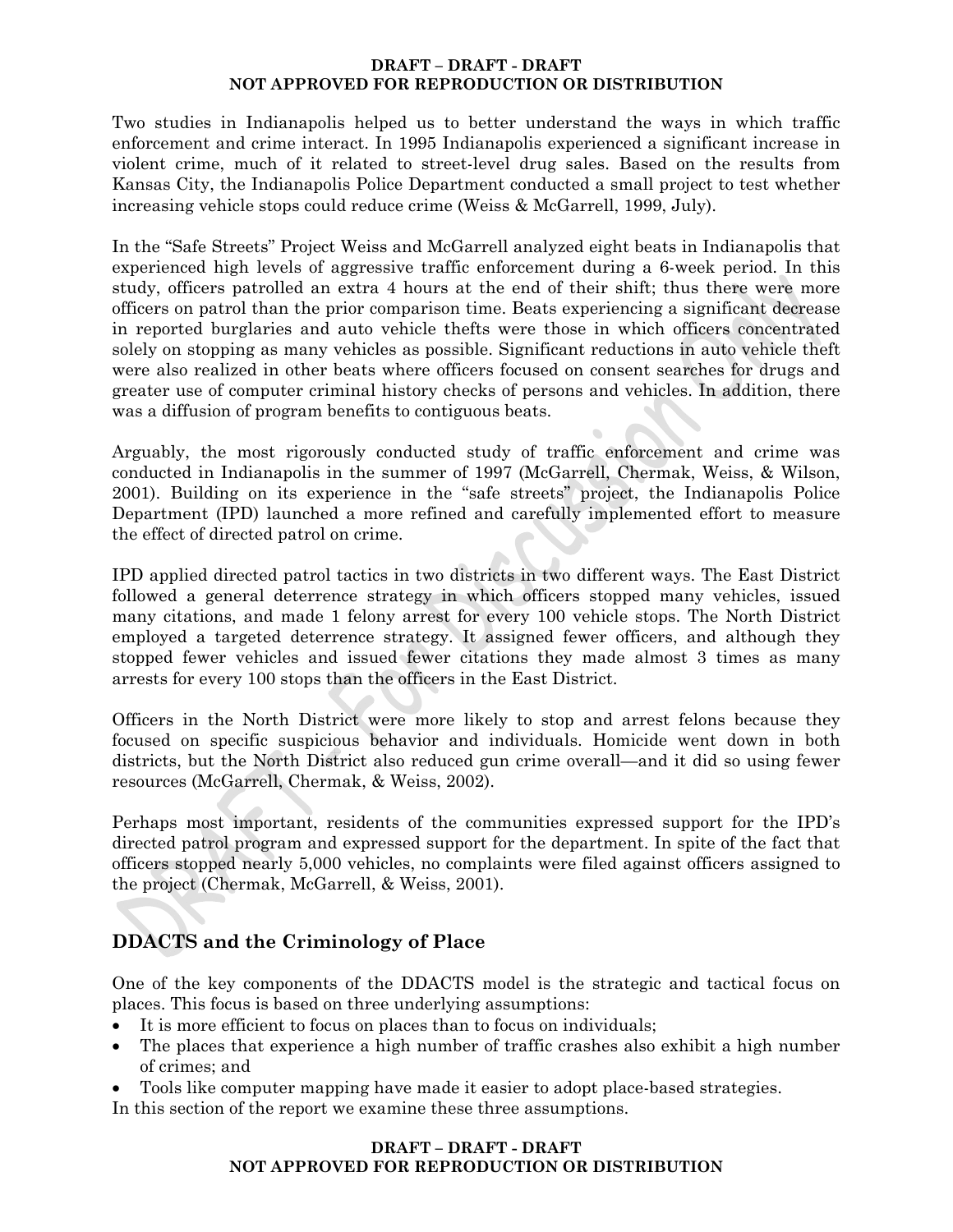Two studies in Indianapolis helped us to better understand the ways in which traffic enforcement and crime interact. In 1995 Indianapolis experienced a significant increase in violent crime, much of it related to street-level drug sales. Based on the results from Kansas City, the Indianapolis Police Department conducted a small project to test whether increasing vehicle stops could reduce crime (Weiss & McGarrell, 1999, July).

In the "Safe Streets" Project Weiss and McGarrell analyzed eight beats in Indianapolis that experienced high levels of aggressive traffic enforcement during a 6-week period. In this study, officers patrolled an extra 4 hours at the end of their shift; thus there were more officers on patrol than the prior comparison time. Beats experiencing a significant decrease in reported burglaries and auto vehicle thefts were those in which officers concentrated solely on stopping as many vehicles as possible. Significant reductions in auto vehicle theft were also realized in other beats where officers focused on consent searches for drugs and greater use of computer criminal history checks of persons and vehicles. In addition, there was a diffusion of program benefits to contiguous beats.

Arguably, the most rigorously conducted study of traffic enforcement and crime was conducted in Indianapolis in the summer of 1997 (McGarrell, Chermak, Weiss, & Wilson, 2001). Building on its experience in the "safe streets" project, the Indianapolis Police Department (IPD) launched a more refined and carefully implemented effort to measure the effect of directed patrol on crime.

IPD applied directed patrol tactics in two districts in two different ways. The East District followed a general deterrence strategy in which officers stopped many vehicles, issued many citations, and made 1 felony arrest for every 100 vehicle stops. The North District employed a targeted deterrence strategy. It assigned fewer officers, and although they stopped fewer vehicles and issued fewer citations they made almost 3 times as many arrests for every 100 stops than the officers in the East District.

Officers in the North District were more likely to stop and arrest felons because they focused on specific suspicious behavior and individuals. Homicide went down in both districts, but the North District also reduced gun crime overall—and it did so using fewer resources (McGarrell, Chermak, & Weiss, 2002).

Perhaps most important, residents of the communities expressed support for the IPD's directed patrol program and expressed support for the department. In spite of the fact that officers stopped nearly 5,000 vehicles, no complaints were filed against officers assigned to the project (Chermak, McGarrell, & Weiss, 2001).

## DDACTS and the Criminology of Place

One of the key components of the DDACTS model is the strategic and tactical focus on places. This focus is based on three underlying assumptions:

- It is more efficient to focus on places than to focus on individuals;
- The places that experience a high number of traffic crashes also exhibit a high number of crimes; and
- Tools like computer mapping have made it easier to adopt place-based strategies.

In this section of the report we examine these three assumptions.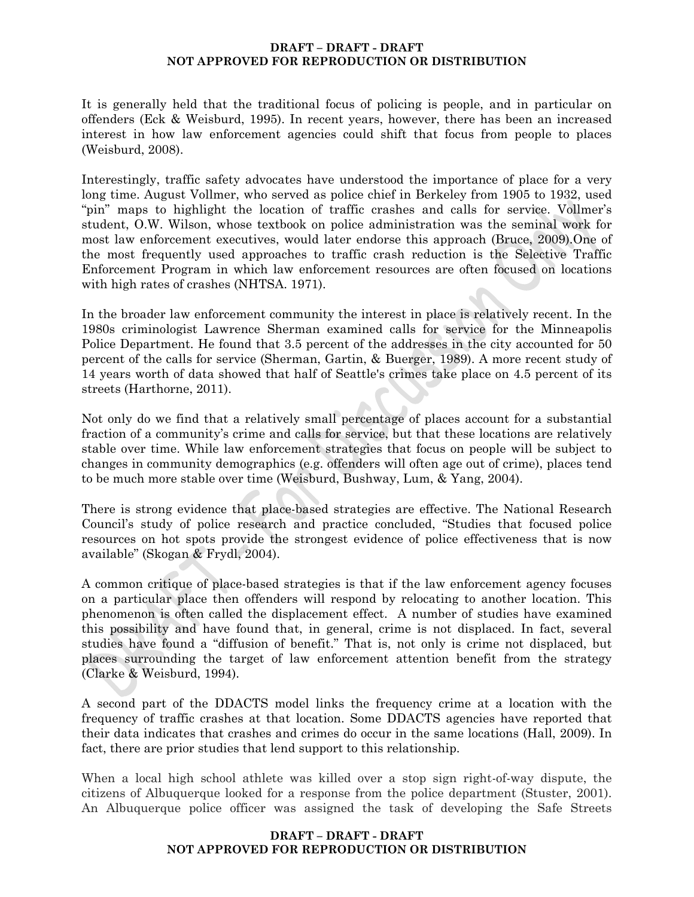It is generally held that the traditional focus of policing is people, and in particular on offenders (Eck & Weisburd, 1995). In recent years, however, there has been an increased interest in how law enforcement agencies could shift that focus from people to places (Weisburd, 2008).

Interestingly, traffic safety advocates have understood the importance of place for a very long time. August Vollmer, who served as police chief in Berkeley from 1905 to 1932, used "pin" maps to highlight the location of traffic crashes and calls for service. Vollmer's student, O.W. Wilson, whose textbook on police administration was the seminal work for most law enforcement executives, would later endorse this approach (Bruce, 2009).One of the most frequently used approaches to traffic crash reduction is the Selective Traffic Enforcement Program in which law enforcement resources are often focused on locations with high rates of crashes (NHTSA. 1971).

In the broader law enforcement community the interest in place is relatively recent. In the 1980s criminologist Lawrence Sherman examined calls for service for the Minneapolis Police Department. He found that 3.5 percent of the addresses in the city accounted for 50 percent of the calls for service (Sherman, Gartin, & Buerger, 1989). A more recent study of 14 years worth of data showed that half of Seattle's crimes take place on 4.5 percent of its streets (Harthorne, 2011).

Not only do we find that a relatively small percentage of places account for a substantial fraction of a community's crime and calls for service, but that these locations are relatively stable over time. While law enforcement strategies that focus on people will be subject to changes in community demographics (e.g. offenders will often age out of crime), places tend to be much more stable over time (Weisburd, Bushway, Lum, & Yang, 2004).

There is strong evidence that place-based strategies are effective. The National Research Council's study of police research and practice concluded, "Studies that focused police resources on hot spots provide the strongest evidence of police effectiveness that is now available" (Skogan & Frydl, 2004).

A common critique of place-based strategies is that if the law enforcement agency focuses on a particular place then offenders will respond by relocating to another location. This phenomenon is often called the displacement effect. A number of studies have examined this possibility and have found that, in general, crime is not displaced. In fact, several studies have found a "diffusion of benefit." That is, not only is crime not displaced, but places surrounding the target of law enforcement attention benefit from the strategy (Clarke & Weisburd, 1994).

A second part of the DDACTS model links the frequency crime at a location with the frequency of traffic crashes at that location. Some DDACTS agencies have reported that their data indicates that crashes and crimes do occur in the same locations (Hall, 2009). In fact, there are prior studies that lend support to this relationship.

When a local high school athlete was killed over a stop sign right-of-way dispute, the citizens of Albuquerque looked for a response from the police department (Stuster, 2001). An Albuquerque police officer was assigned the task of developing the Safe Streets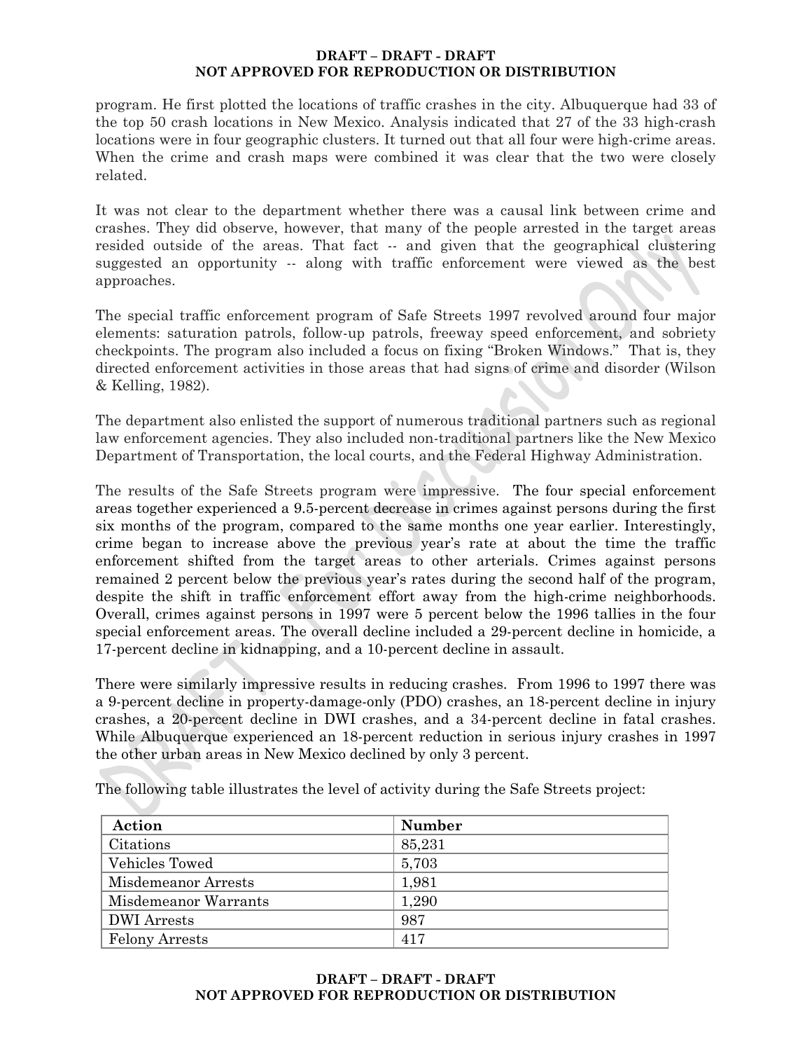program. He first plotted the locations of traffic crashes in the city. Albuquerque had 33 of the top 50 crash locations in New Mexico. Analysis indicated that 27 of the 33 high-crash locations were in four geographic clusters. It turned out that all four were high-crime areas. When the crime and crash maps were combined it was clear that the two were closely related.

It was not clear to the department whether there was a causal link between crime and crashes. They did observe, however, that many of the people arrested in the target areas resided outside of the areas. That fact -- and given that the geographical clustering suggested an opportunity -- along with traffic enforcement were viewed as the best approaches.

The special traffic enforcement program of Safe Streets 1997 revolved around four major elements: saturation patrols, follow-up patrols, freeway speed enforcement, and sobriety checkpoints. The program also included a focus on fixing "Broken Windows." That is, they directed enforcement activities in those areas that had signs of crime and disorder (Wilson & Kelling, 1982).

The department also enlisted the support of numerous traditional partners such as regional law enforcement agencies. They also included non-traditional partners like the New Mexico Department of Transportation, the local courts, and the Federal Highway Administration.

The results of the Safe Streets program were impressive. The four special enforcement areas together experienced a 9.5-percent decrease in crimes against persons during the first six months of the program, compared to the same months one year earlier. Interestingly, crime began to increase above the previous year's rate at about the time the traffic enforcement shifted from the target areas to other arterials. Crimes against persons remained 2 percent below the previous year's rates during the second half of the program, despite the shift in traffic enforcement effort away from the high-crime neighborhoods. Overall, crimes against persons in 1997 were 5 percent below the 1996 tallies in the four special enforcement areas. The overall decline included a 29-percent decline in homicide, a 17-percent decline in kidnapping, and a 10-percent decline in assault.

There were similarly impressive results in reducing crashes. From 1996 to 1997 there was a 9-percent decline in property-damage-only (PDO) crashes, an 18-percent decline in injury crashes, a 20-percent decline in DWI crashes, and a 34-percent decline in fatal crashes. While Albuquerque experienced an 18-percent reduction in serious injury crashes in 1997 the other urban areas in New Mexico declined by only 3 percent.

The following table illustrates the level of activity during the Safe Streets project:

| Action | Number |
|---|---|
| Citations | 85,231 |
| Vehicles Towed | 5,703 |
| Misdemeanor Arrests | 1,981 |
| Misdemeanor Warrants | 1,290 |
| DWI Arrests | 987 |
| Felony Arrests | 417 |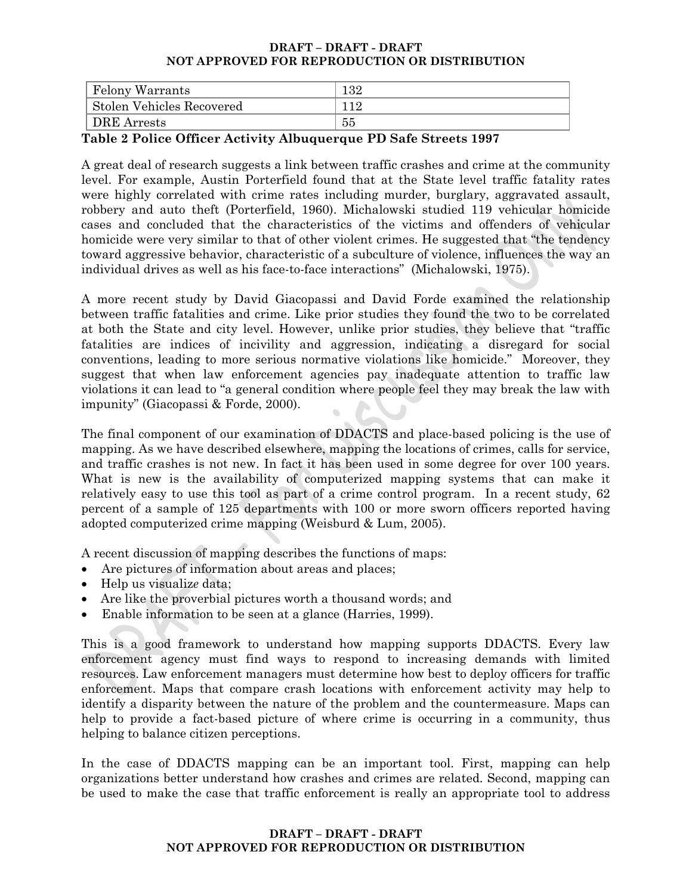| Felony Warrants | 132 |
|---|---|
| Stolen Vehicles Recovered | 112 |
| DRE Arrests | 55 |

**Table 2 Police Officer Activity Albuquerque PD Safe Streets 1997**

A great deal of research suggests a link between traffic crashes and crime at the community level. For example, Austin Porterfield found that at the State level traffic fatality rates were highly correlated with crime rates including murder, burglary, aggravated assault, robbery and auto theft (Porterfield, 1960). Michalowski studied 119 vehicular homicide cases and concluded that the characteristics of the victims and offenders of vehicular homicide were very similar to that of other violent crimes. He suggested that "the tendency toward aggressive behavior, characteristic of a subculture of violence, influences the way an individual drives as well as his face-to-face interactions" (Michalowski, 1975).

A more recent study by David Giacopassi and David Forde examined the relationship between traffic fatalities and crime. Like prior studies they found the two to be correlated at both the State and city level. However, unlike prior studies, they believe that "traffic fatalities are indices of incivility and aggression, indicating a disregard for social conventions, leading to more serious normative violations like homicide." Moreover, they suggest that when law enforcement agencies pay inadequate attention to traffic law violations it can lead to "a general condition where people feel they may break the law with impunity" (Giacopassi & Forde, 2000).

The final component of our examination of DDACTS and place-based policing is the use of mapping. As we have described elsewhere, mapping the locations of crimes, calls for service, and traffic crashes is not new. In fact it has been used in some degree for over 100 years. What is new is the availability of computerized mapping systems that can make it relatively easy to use this tool as part of a crime control program. In a recent study, 62 percent of a sample of 125 departments with 100 or more sworn officers reported having adopted computerized crime mapping (Weisburd & Lum, 2005).

A recent discussion of mapping describes the functions of maps:

- Are pictures of information about areas and places;
- Help us visualize data;
- Are like the proverbial pictures worth a thousand words; and
- Enable information to be seen at a glance (Harries, 1999).

This is a good framework to understand how mapping supports DDACTS. Every law enforcement agency must find ways to respond to increasing demands with limited resources. Law enforcement managers must determine how best to deploy officers for traffic enforcement. Maps that compare crash locations with enforcement activity may help to identify a disparity between the nature of the problem and the countermeasure. Maps can help to provide a fact-based picture of where crime is occurring in a community, thus helping to balance citizen perceptions.

In the case of DDACTS mapping can be an important tool. First, mapping can help organizations better understand how crashes and crimes are related. Second, mapping can be used to make the case that traffic enforcement is really an appropriate tool to address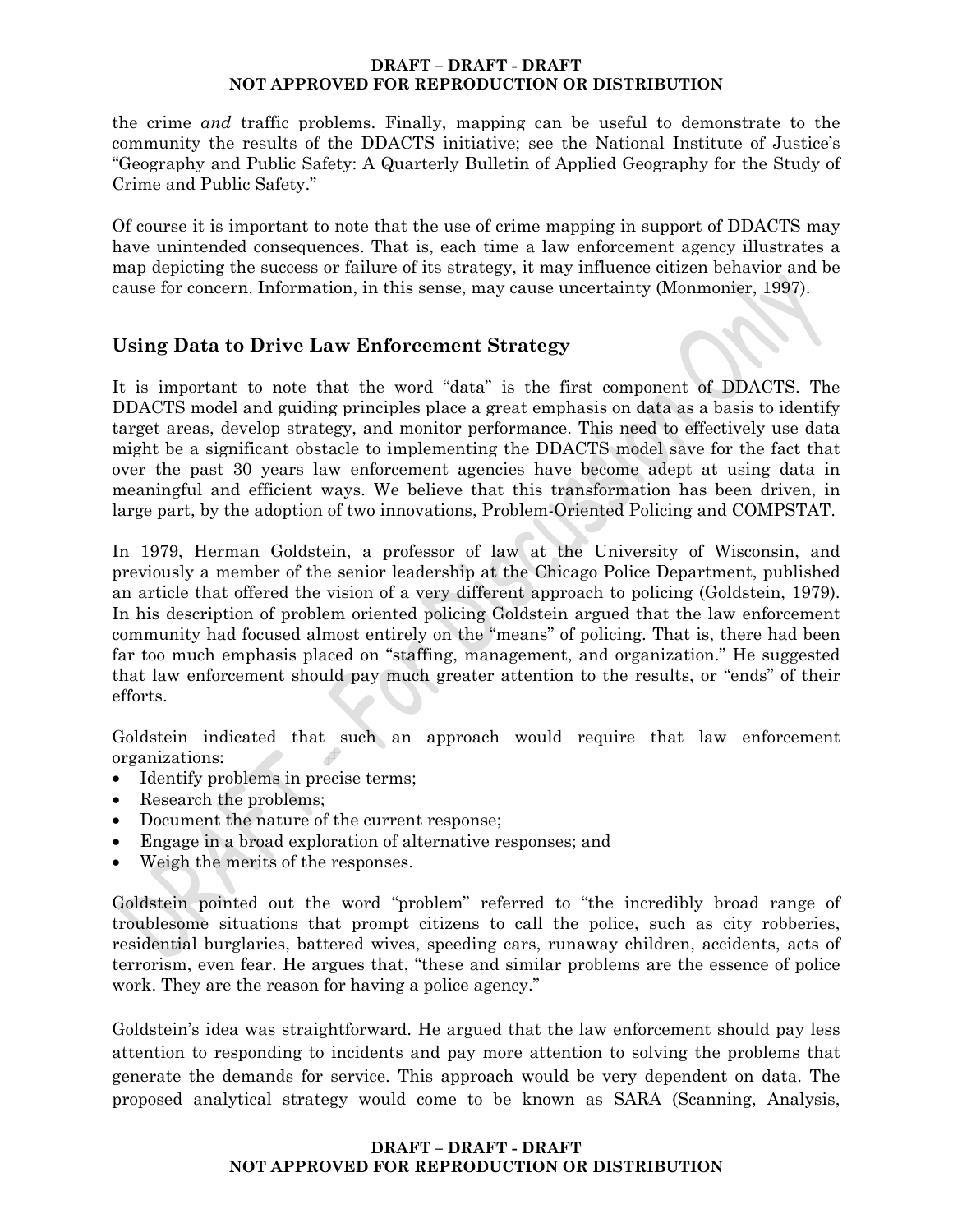the crime *and* traffic problems. Finally, mapping can be useful to demonstrate to the community the results of the DDACTS initiative; see the National Institute of Justice's "Geography and Public Safety: A Quarterly Bulletin of Applied Geography for the Study of Crime and Public Safety."

Of course it is important to note that the use of crime mapping in support of DDACTS may have unintended consequences. That is, each time a law enforcement agency illustrates a map depicting the success or failure of its strategy, it may influence citizen behavior and be cause for concern. Information, in this sense, may cause uncertainty (Monmonier, 1997).

## Using Data to Drive Law Enforcement Strategy

It is important to note that the word "data" is the first component of DDACTS. The DDACTS model and guiding principles place a great emphasis on data as a basis to identify target areas, develop strategy, and monitor performance. This need to effectively use data might be a significant obstacle to implementing the DDACTS model save for the fact that over the past 30 years law enforcement agencies have become adept at using data in meaningful and efficient ways. We believe that this transformation has been driven, in large part, by the adoption of two innovations, Problem-Oriented Policing and COMPSTAT.

In 1979, Herman Goldstein, a professor of law at the University of Wisconsin, and previously a member of the senior leadership at the Chicago Police Department, published an article that offered the vision of a very different approach to policing (Goldstein, 1979). In his description of problem oriented policing Goldstein argued that the law enforcement community had focused almost entirely on the "means" of policing. That is, there had been far too much emphasis placed on "staffing, management, and organization." He suggested that law enforcement should pay much greater attention to the results, or "ends" of their efforts.

Goldstein indicated that such an approach would require that law enforcement organizations:

- Identify problems in precise terms;
- Research the problems;
- Document the nature of the current response;
- Engage in a broad exploration of alternative responses; and
- Weigh the merits of the responses.

Goldstein pointed out the word "problem" referred to "the incredibly broad range of troublesome situations that prompt citizens to call the police, such as city robberies, residential burglaries, battered wives, speeding cars, runaway children, accidents, acts of terrorism, even fear. He argues that, "these and similar problems are the essence of police work. They are the reason for having a police agency."

Goldstein's idea was straightforward. He argued that the law enforcement should pay less attention to responding to incidents and pay more attention to solving the problems that generate the demands for service. This approach would be very dependent on data. The proposed analytical strategy would come to be known as SARA (Scanning, Analysis,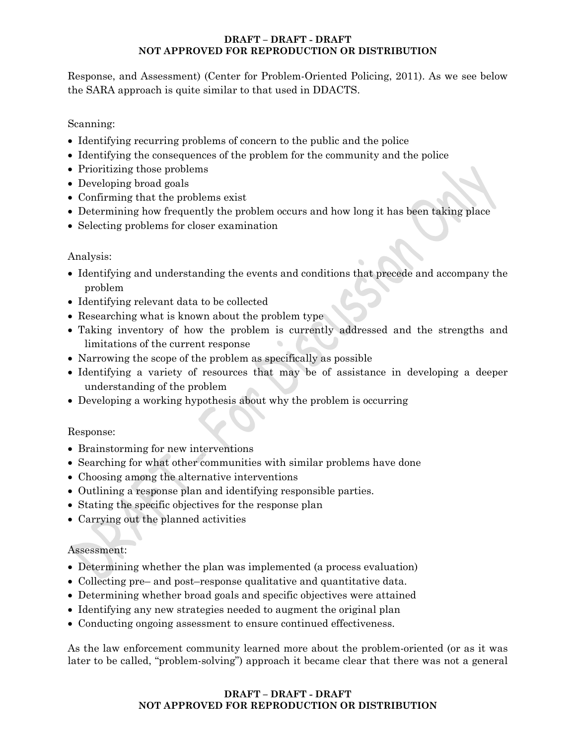Response, and Assessment) (Center for Problem-Oriented Policing, 2011). As we see below the SARA approach is quite similar to that used in DDACTS.

Scanning:

- Identifying recurring problems of concern to the public and the police
- Identifying the consequences of the problem for the community and the police
- Prioritizing those problems
- Developing broad goals
- Confirming that the problems exist
- Determining how frequently the problem occurs and how long it has been taking place
- Selecting problems for closer examination

Analysis:

- Identifying and understanding the events and conditions that precede and accompany the problem
- Identifying relevant data to be collected
- Researching what is known about the problem type
- Taking inventory of how the problem is currently addressed and the strengths and limitations of the current response
- Narrowing the scope of the problem as specifically as possible
- Identifying a variety of resources that may be of assistance in developing a deeper understanding of the problem
- Developing a working hypothesis about why the problem is occurring

Response:

- Brainstorming for new interventions
- Searching for what other communities with similar problems have done
- Choosing among the alternative interventions
- Outlining a response plan and identifying responsible parties.
- Stating the specific objectives for the response plan
- Carrying out the planned activities

Assessment:

- Determining whether the plan was implemented (a process evaluation)
- Collecting pre– and post–response qualitative and quantitative data.
- Determining whether broad goals and specific objectives were attained
- Identifying any new strategies needed to augment the original plan
- Conducting ongoing assessment to ensure continued effectiveness.

As the law enforcement community learned more about the problem-oriented (or as it was later to be called, "problem-solving") approach it became clear that there was not a general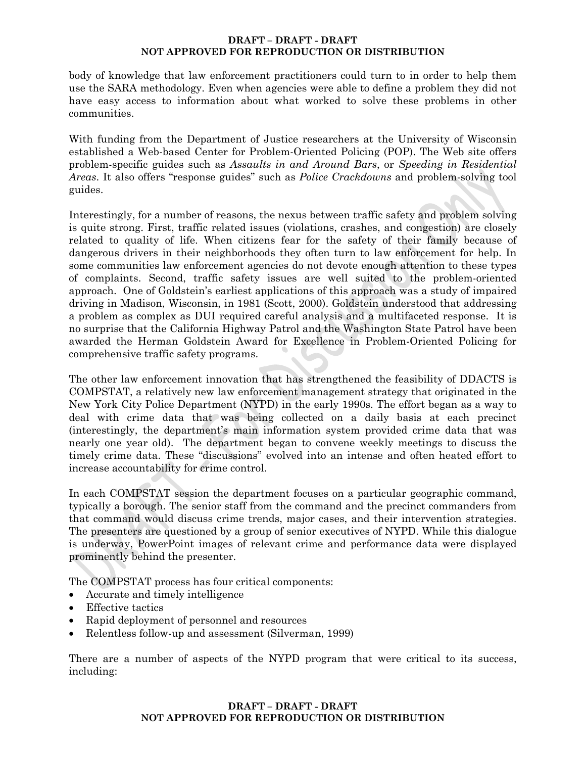body of knowledge that law enforcement practitioners could turn to in order to help them use the SARA methodology. Even when agencies were able to define a problem they did not have easy access to information about what worked to solve these problems in other communities.

With funding from the Department of Justice researchers at the University of Wisconsin established a Web-based Center for Problem-Oriented Policing (POP). The Web site offers problem-specific guides such as *Assaults in and Around Bars*, or *Speeding in Residential Areas*. It also offers "response guides" such as *Police Crackdowns* and problem-solving tool guides.

Interestingly, for a number of reasons, the nexus between traffic safety and problem solving is quite strong. First, traffic related issues (violations, crashes, and congestion) are closely related to quality of life. When citizens fear for the safety of their family because of dangerous drivers in their neighborhoods they often turn to law enforcement for help. In some communities law enforcement agencies do not devote enough attention to these types of complaints. Second, traffic safety issues are well suited to the problem-oriented approach. One of Goldstein's earliest applications of this approach was a study of impaired driving in Madison, Wisconsin, in 1981 (Scott, 2000). Goldstein understood that addressing a problem as complex as DUI required careful analysis and a multifaceted response. It is no surprise that the California Highway Patrol and the Washington State Patrol have been awarded the Herman Goldstein Award for Excellence in Problem-Oriented Policing for comprehensive traffic safety programs.

The other law enforcement innovation that has strengthened the feasibility of DDACTS is COMPSTAT, a relatively new law enforcement management strategy that originated in the New York City Police Department (NYPD) in the early 1990s. The effort began as a way to deal with crime data that was being collected on a daily basis at each precinct (interestingly, the department's main information system provided crime data that was nearly one year old). The department began to convene weekly meetings to discuss the timely crime data. These "discussions" evolved into an intense and often heated effort to increase accountability for crime control.

In each COMPSTAT session the department focuses on a particular geographic command, typically a borough. The senior staff from the command and the precinct commanders from that command would discuss crime trends, major cases, and their intervention strategies. The presenters are questioned by a group of senior executives of NYPD. While this dialogue is underway, PowerPoint images of relevant crime and performance data were displayed prominently behind the presenter.

The COMPSTAT process has four critical components:

- Accurate and timely intelligence
- Effective tactics
- Rapid deployment of personnel and resources
- Relentless follow-up and assessment (Silverman, 1999)

There are a number of aspects of the NYPD program that were critical to its success, including: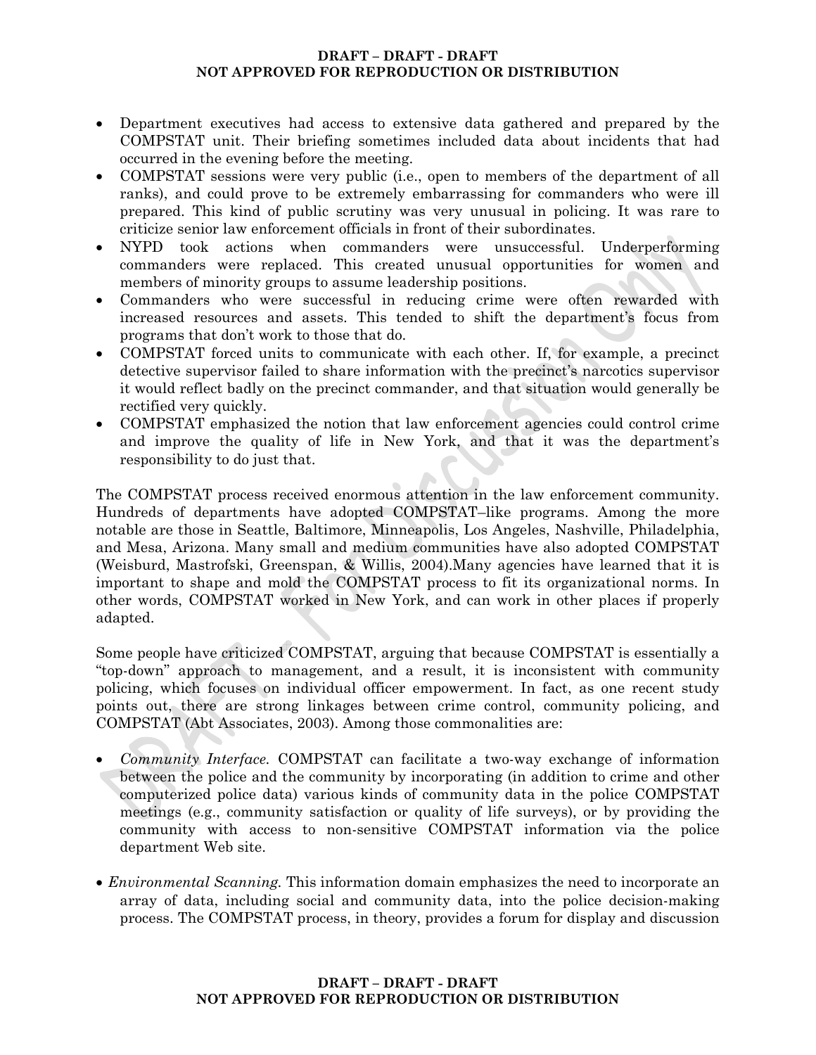- Department executives had access to extensive data gathered and prepared by the COMPSTAT unit. Their briefing sometimes included data about incidents that had occurred in the evening before the meeting.
- COMPSTAT sessions were very public (i.e., open to members of the department of all ranks), and could prove to be extremely embarrassing for commanders who were ill prepared. This kind of public scrutiny was very unusual in policing. It was rare to criticize senior law enforcement officials in front of their subordinates.
- NYPD took actions when commanders were unsuccessful. Underperforming commanders were replaced. This created unusual opportunities for women and members of minority groups to assume leadership positions.
- Commanders who were successful in reducing crime were often rewarded with increased resources and assets. This tended to shift the department's focus from programs that don't work to those that do.
- COMPSTAT forced units to communicate with each other. If, for example, a precinct detective supervisor failed to share information with the precinct's narcotics supervisor it would reflect badly on the precinct commander, and that situation would generally be rectified very quickly.
- COMPSTAT emphasized the notion that law enforcement agencies could control crime and improve the quality of life in New York, and that it was the department's responsibility to do just that.

The COMPSTAT process received enormous attention in the law enforcement community. Hundreds of departments have adopted COMPSTAT–like programs. Among the more notable are those in Seattle, Baltimore, Minneapolis, Los Angeles, Nashville, Philadelphia, and Mesa, Arizona. Many small and medium communities have also adopted COMPSTAT (Weisburd, Mastrofski, Greenspan, & Willis, 2004).Many agencies have learned that it is important to shape and mold the COMPSTAT process to fit its organizational norms. In other words, COMPSTAT worked in New York, and can work in other places if properly adapted.

Some people have criticized COMPSTAT, arguing that because COMPSTAT is essentially a "top-down" approach to management, and a result, it is inconsistent with community policing, which focuses on individual officer empowerment. In fact, as one recent study points out, there are strong linkages between crime control, community policing, and COMPSTAT (Abt Associates, 2003). Among those commonalities are:

- *Community Interface.* COMPSTAT can facilitate a two-way exchange of information between the police and the community by incorporating (in addition to crime and other computerized police data) various kinds of community data in the police COMPSTAT meetings (e.g., community satisfaction or quality of life surveys), or by providing the community with access to non-sensitive COMPSTAT information via the police department Web site.

- *Environmental Scanning.* This information domain emphasizes the need to incorporate an array of data, including social and community data, into the police decision-making process. The COMPSTAT process, in theory, provides a forum for display and discussion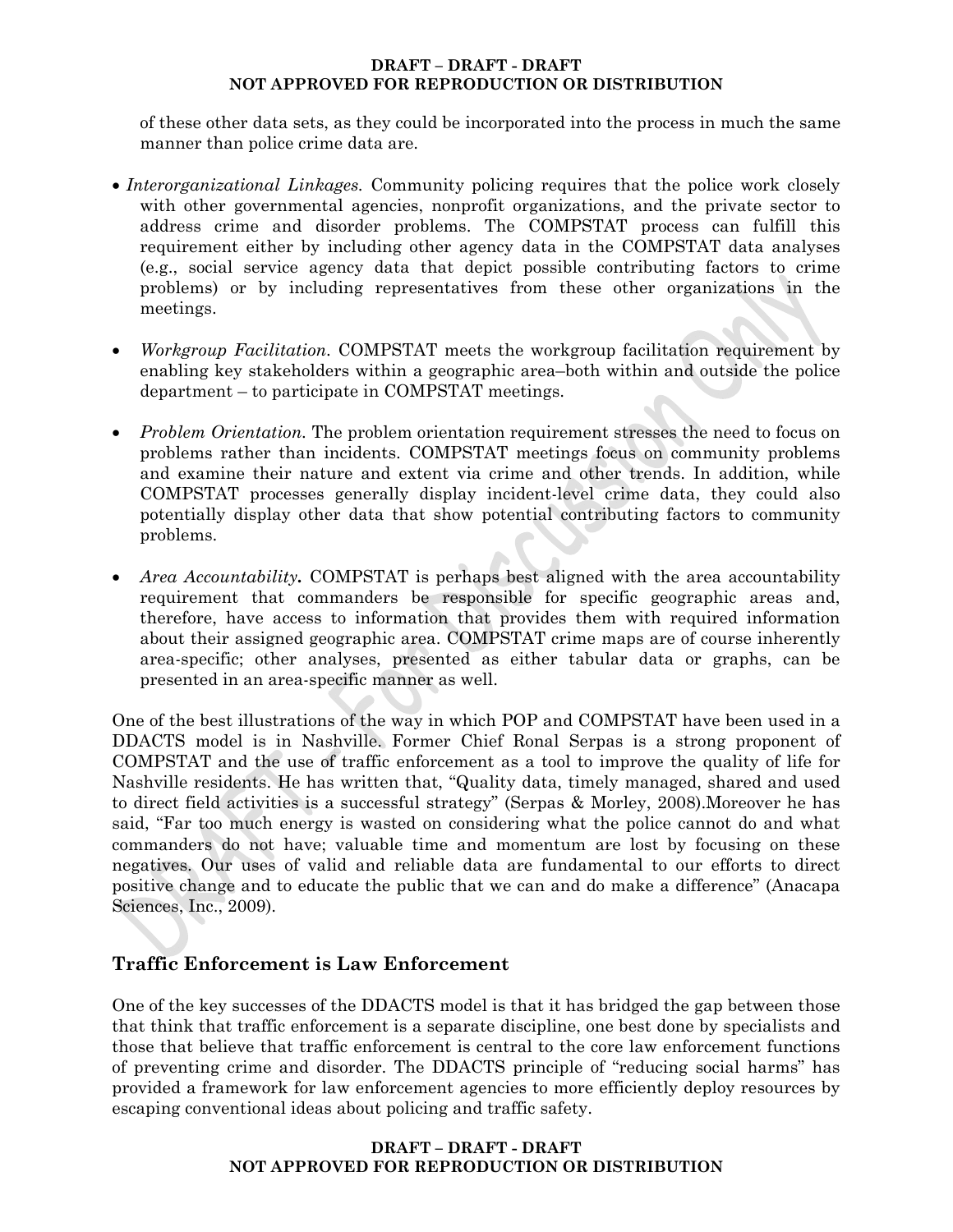of these other data sets, as they could be incorporated into the process in much the same manner than police crime data are.

- *Interorganizational Linkages.* Community policing requires that the police work closely with other governmental agencies, nonprofit organizations, and the private sector to address crime and disorder problems. The COMPSTAT process can fulfill this requirement either by including other agency data in the COMPSTAT data analyses (e.g., social service agency data that depict possible contributing factors to crime problems) or by including representatives from these other organizations in the meetings.

- *Workgroup Facilitation.* COMPSTAT meets the workgroup facilitation requirement by enabling key stakeholders within a geographic area–both within and outside the police department – to participate in COMPSTAT meetings.

- *Problem Orientation.* The problem orientation requirement stresses the need to focus on problems rather than incidents. COMPSTAT meetings focus on community problems and examine their nature and extent via crime and other trends. In addition, while COMPSTAT processes generally display incident-level crime data, they could also potentially display other data that show potential contributing factors to community problems.

- *Area Accountability.* COMPSTAT is perhaps best aligned with the area accountability requirement that commanders be responsible for specific geographic areas and, therefore, have access to information that provides them with required information about their assigned geographic area. COMPSTAT crime maps are of course inherently area-specific; other analyses, presented as either tabular data or graphs, can be presented in an area-specific manner as well.

One of the best illustrations of the way in which POP and COMPSTAT have been used in a DDACTS model is in Nashville. Former Chief Ronal Serpas is a strong proponent of COMPSTAT and the use of traffic enforcement as a tool to improve the quality of life for Nashville residents. He has written that, "Quality data, timely managed, shared and used to direct field activities is a successful strategy" (Serpas & Morley, 2008).Moreover he has said, "Far too much energy is wasted on considering what the police cannot do and what commanders do not have; valuable time and momentum are lost by focusing on these negatives. Our uses of valid and reliable data are fundamental to our efforts to direct positive change and to educate the public that we can and do make a difference" (Anacapa Sciences, Inc., 2009).

## Traffic Enforcement is Law Enforcement

One of the key successes of the DDACTS model is that it has bridged the gap between those that think that traffic enforcement is a separate discipline, one best done by specialists and those that believe that traffic enforcement is central to the core law enforcement functions of preventing crime and disorder. The DDACTS principle of "reducing social harms" has provided a framework for law enforcement agencies to more efficiently deploy resources by escaping conventional ideas about policing and traffic safety.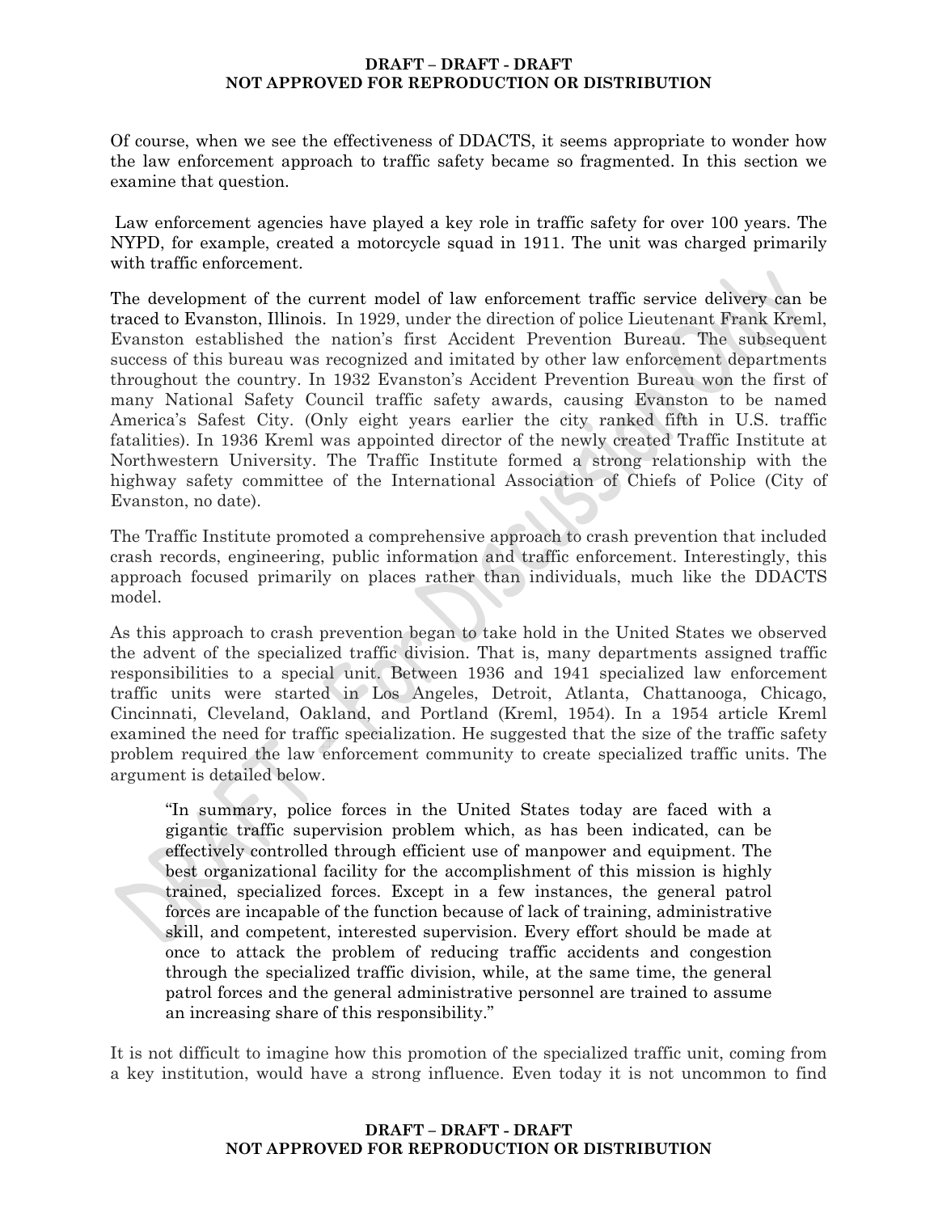Of course, when we see the effectiveness of DDACTS, it seems appropriate to wonder how the law enforcement approach to traffic safety became so fragmented. In this section we examine that question.

Law enforcement agencies have played a key role in traffic safety for over 100 years. The NYPD, for example, created a motorcycle squad in 1911. The unit was charged primarily with traffic enforcement.

The development of the current model of law enforcement traffic service delivery can be traced to Evanston, Illinois. In 1929, under the direction of police Lieutenant Frank Kreml, Evanston established the nation's first Accident Prevention Bureau. The subsequent success of this bureau was recognized and imitated by other law enforcement departments throughout the country. In 1932 Evanston's Accident Prevention Bureau won the first of many National Safety Council traffic safety awards, causing Evanston to be named America's Safest City. (Only eight years earlier the city ranked fifth in U.S. traffic fatalities). In 1936 Kreml was appointed director of the newly created Traffic Institute at Northwestern University. The Traffic Institute formed a strong relationship with the highway safety committee of the International Association of Chiefs of Police (City of Evanston, no date).

The Traffic Institute promoted a comprehensive approach to crash prevention that included crash records, engineering, public information and traffic enforcement. Interestingly, this approach focused primarily on places rather than individuals, much like the DDACTS model.

As this approach to crash prevention began to take hold in the United States we observed the advent of the specialized traffic division. That is, many departments assigned traffic responsibilities to a special unit. Between 1936 and 1941 specialized law enforcement traffic units were started in Los Angeles, Detroit, Atlanta, Chattanooga, Chicago, Cincinnati, Cleveland, Oakland, and Portland (Kreml, 1954). In a 1954 article Kreml examined the need for traffic specialization. He suggested that the size of the traffic safety problem required the law enforcement community to create specialized traffic units. The argument is detailed below.

> "In summary, police forces in the United States today are faced with a gigantic traffic supervision problem which, as has been indicated, can be effectively controlled through efficient use of manpower and equipment. The best organizational facility for the accomplishment of this mission is highly trained, specialized forces. Except in a few instances, the general patrol forces are incapable of the function because of lack of training, administrative skill, and competent, interested supervision. Every effort should be made at once to attack the problem of reducing traffic accidents and congestion through the specialized traffic division, while, at the same time, the general patrol forces and the general administrative personnel are trained to assume an increasing share of this responsibility."

It is not difficult to imagine how this promotion of the specialized traffic unit, coming from a key institution, would have a strong influence. Even today it is not uncommon to find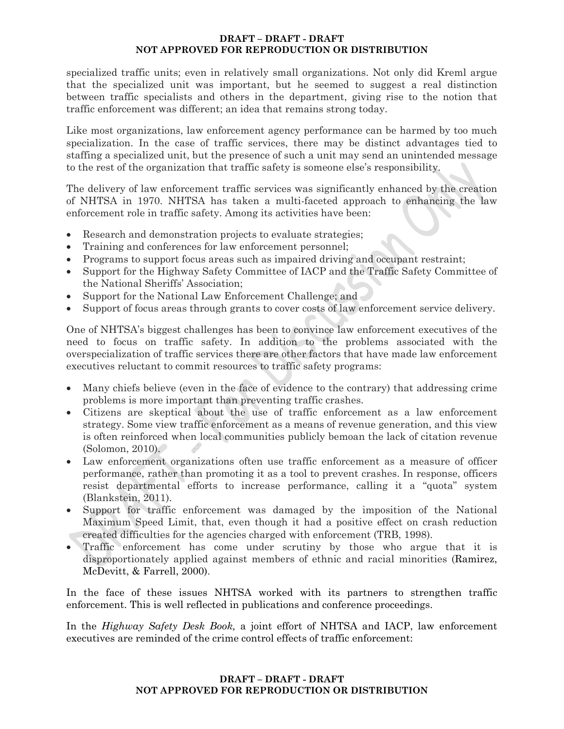specialized traffic units; even in relatively small organizations. Not only did Kreml argue that the specialized unit was important, but he seemed to suggest a real distinction between traffic specialists and others in the department, giving rise to the notion that traffic enforcement was different; an idea that remains strong today.

Like most organizations, law enforcement agency performance can be harmed by too much specialization. In the case of traffic services, there may be distinct advantages tied to staffing a specialized unit, but the presence of such a unit may send an unintended message to the rest of the organization that traffic safety is someone else's responsibility.

The delivery of law enforcement traffic services was significantly enhanced by the creation of NHTSA in 1970. NHTSA has taken a multi-faceted approach to enhancing the law enforcement role in traffic safety. Among its activities have been:

- Research and demonstration projects to evaluate strategies;
- Training and conferences for law enforcement personnel;
- Programs to support focus areas such as impaired driving and occupant restraint;
- Support for the Highway Safety Committee of IACP and the Traffic Safety Committee of the National Sheriffs' Association;
- Support for the National Law Enforcement Challenge; and
- Support of focus areas through grants to cover costs of law enforcement service delivery.

One of NHTSA's biggest challenges has been to convince law enforcement executives of the need to focus on traffic safety. In addition to the problems associated with the overspecialization of traffic services there are other factors that have made law enforcement executives reluctant to commit resources to traffic safety programs:

- Many chiefs believe (even in the face of evidence to the contrary) that addressing crime problems is more important than preventing traffic crashes.
- Citizens are skeptical about the use of traffic enforcement as a law enforcement strategy. Some view traffic enforcement as a means of revenue generation, and this view is often reinforced when local communities publicly bemoan the lack of citation revenue (Solomon, 2010).
- Law enforcement organizations often use traffic enforcement as a measure of officer performance, rather than promoting it as a tool to prevent crashes. In response, officers resist departmental efforts to increase performance, calling it a "quota" system (Blankstein, 2011).
- Support for traffic enforcement was damaged by the imposition of the National Maximum Speed Limit, that, even though it had a positive effect on crash reduction created difficulties for the agencies charged with enforcement (TRB, 1998).
- Traffic enforcement has come under scrutiny by those who argue that it is disproportionately applied against members of ethnic and racial minorities (Ramirez, McDevitt, & Farrell, 2000).

In the face of these issues NHTSA worked with its partners to strengthen traffic enforcement. This is well reflected in publications and conference proceedings.

In the *Highway Safety Desk Book,* a joint effort of NHTSA and IACP, law enforcement executives are reminded of the crime control effects of traffic enforcement: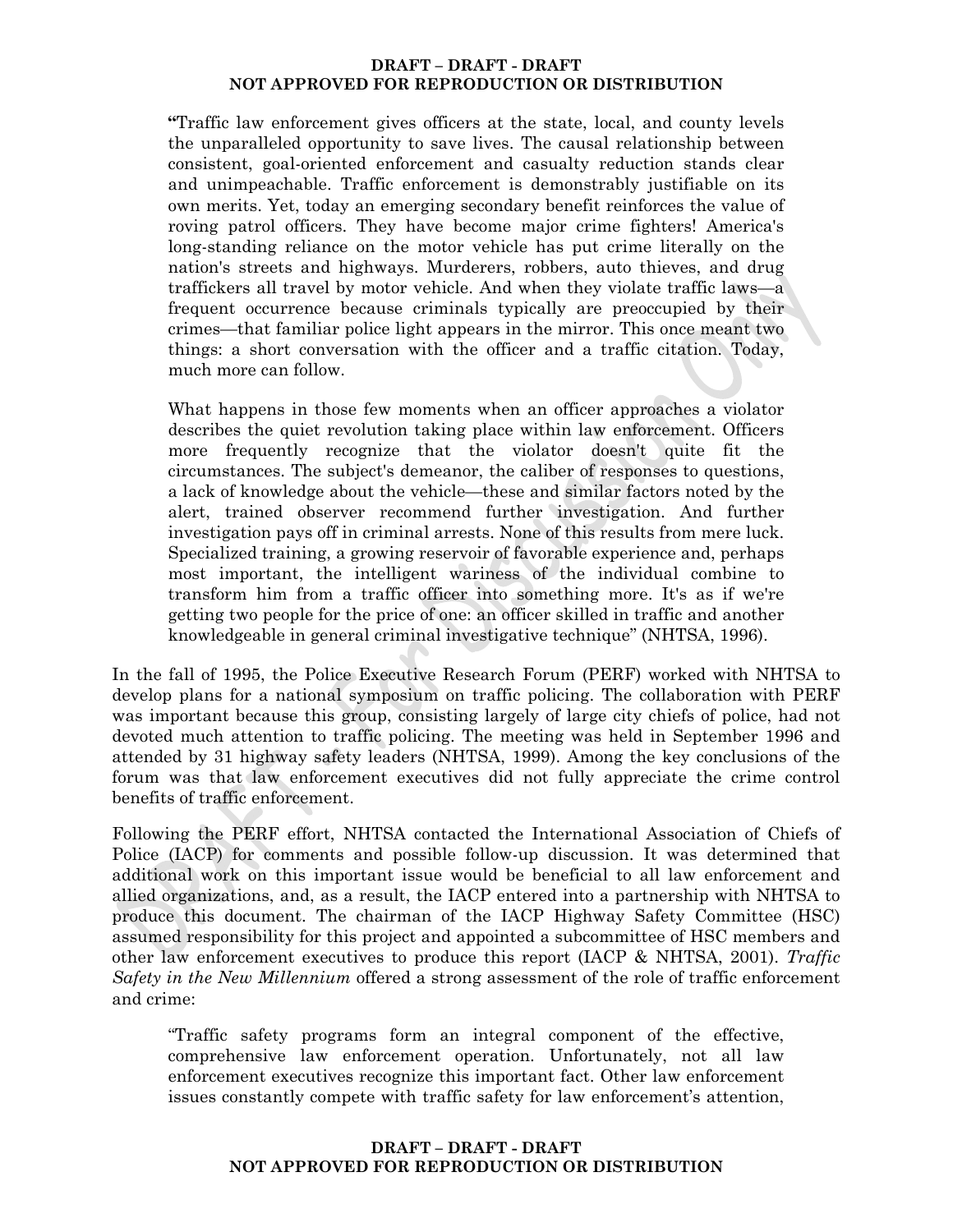> "Traffic law enforcement gives officers at the state, local, and county levels the unparalleled opportunity to save lives. The causal relationship between consistent, goal-oriented enforcement and casualty reduction stands clear and unimpeachable. Traffic enforcement is demonstrably justifiable on its own merits. Yet, today an emerging secondary benefit reinforces the value of roving patrol officers. They have become major crime fighters! America's long-standing reliance on the motor vehicle has put crime literally on the nation's streets and highways. Murderers, robbers, auto thieves, and drug traffickers all travel by motor vehicle. And when they violate traffic laws—a frequent occurrence because criminals typically are preoccupied by their crimes—that familiar police light appears in the mirror. This once meant two things: a short conversation with the officer and a traffic citation. Today, much more can follow.
>
> What happens in those few moments when an officer approaches a violator describes the quiet revolution taking place within law enforcement. Officers more frequently recognize that the violator doesn't quite fit the circumstances. The subject's demeanor, the caliber of responses to questions, a lack of knowledge about the vehicle—these and similar factors noted by the alert, trained observer recommend further investigation. And further investigation pays off in criminal arrests. None of this results from mere luck. Specialized training, a growing reservoir of favorable experience and, perhaps most important, the intelligent wariness of the individual combine to transform him from a traffic officer into something more. It's as if we're getting two people for the price of one: an officer skilled in traffic and another knowledgeable in general criminal investigative technique" (NHTSA, 1996).

In the fall of 1995, the Police Executive Research Forum (PERF) worked with NHTSA to develop plans for a national symposium on traffic policing. The collaboration with PERF was important because this group, consisting largely of large city chiefs of police, had not devoted much attention to traffic policing. The meeting was held in September 1996 and attended by 31 highway safety leaders (NHTSA, 1999). Among the key conclusions of the forum was that law enforcement executives did not fully appreciate the crime control benefits of traffic enforcement.

Following the PERF effort, NHTSA contacted the International Association of Chiefs of Police (IACP) for comments and possible follow-up discussion. It was determined that additional work on this important issue would be beneficial to all law enforcement and allied organizations, and, as a result, the IACP entered into a partnership with NHTSA to produce this document. The chairman of the IACP Highway Safety Committee (HSC) assumed responsibility for this project and appointed a subcommittee of HSC members and other law enforcement executives to produce this report (IACP & NHTSA, 2001). *Traffic Safety in the New Millennium* offered a strong assessment of the role of traffic enforcement and crime:

> "Traffic safety programs form an integral component of the effective, comprehensive law enforcement operation. Unfortunately, not all law enforcement executives recognize this important fact. Other law enforcement issues constantly compete with traffic safety for law enforcement's attention,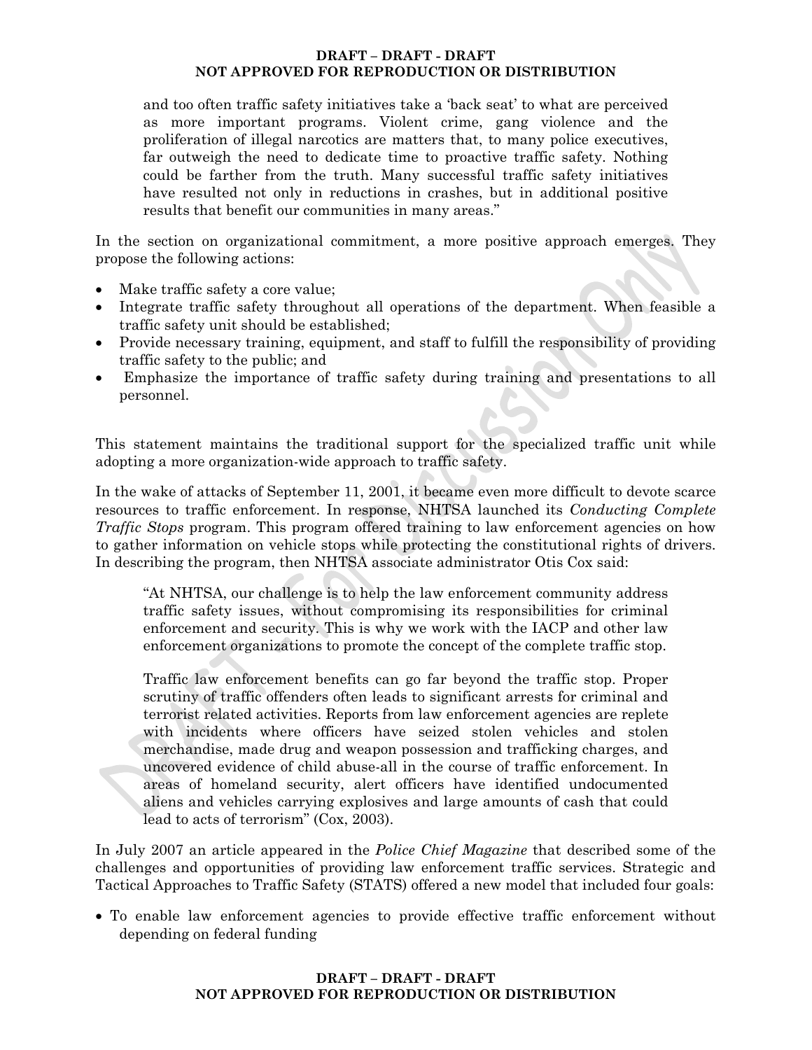> and too often traffic safety initiatives take a 'back seat' to what are perceived as more important programs. Violent crime, gang violence and the proliferation of illegal narcotics are matters that, to many police executives, far outweigh the need to dedicate time to proactive traffic safety. Nothing could be farther from the truth. Many successful traffic safety initiatives have resulted not only in reductions in crashes, but in additional positive results that benefit our communities in many areas."

In the section on organizational commitment, a more positive approach emerges. They propose the following actions:

- Make traffic safety a core value;
- Integrate traffic safety throughout all operations of the department. When feasible a traffic safety unit should be established;
- Provide necessary training, equipment, and staff to fulfill the responsibility of providing traffic safety to the public; and
- Emphasize the importance of traffic safety during training and presentations to all personnel.

This statement maintains the traditional support for the specialized traffic unit while adopting a more organization-wide approach to traffic safety.

In the wake of attacks of September 11, 2001, it became even more difficult to devote scarce resources to traffic enforcement. In response, NHTSA launched its *Conducting Complete Traffic Stops* program. This program offered training to law enforcement agencies on how to gather information on vehicle stops while protecting the constitutional rights of drivers. In describing the program, then NHTSA associate administrator Otis Cox said:

> "At NHTSA, our challenge is to help the law enforcement community address traffic safety issues, without compromising its responsibilities for criminal enforcement and security. This is why we work with the IACP and other law enforcement organizations to promote the concept of the complete traffic stop.
>
> Traffic law enforcement benefits can go far beyond the traffic stop. Proper scrutiny of traffic offenders often leads to significant arrests for criminal and terrorist related activities. Reports from law enforcement agencies are replete with incidents where officers have seized stolen vehicles and stolen merchandise, made drug and weapon possession and trafficking charges, and uncovered evidence of child abuse-all in the course of traffic enforcement. In areas of homeland security, alert officers have identified undocumented aliens and vehicles carrying explosives and large amounts of cash that could lead to acts of terrorism" (Cox, 2003).

In July 2007 an article appeared in the *Police Chief Magazine* that described some of the challenges and opportunities of providing law enforcement traffic services. Strategic and Tactical Approaches to Traffic Safety (STATS) offered a new model that included four goals:

- To enable law enforcement agencies to provide effective traffic enforcement without depending on federal funding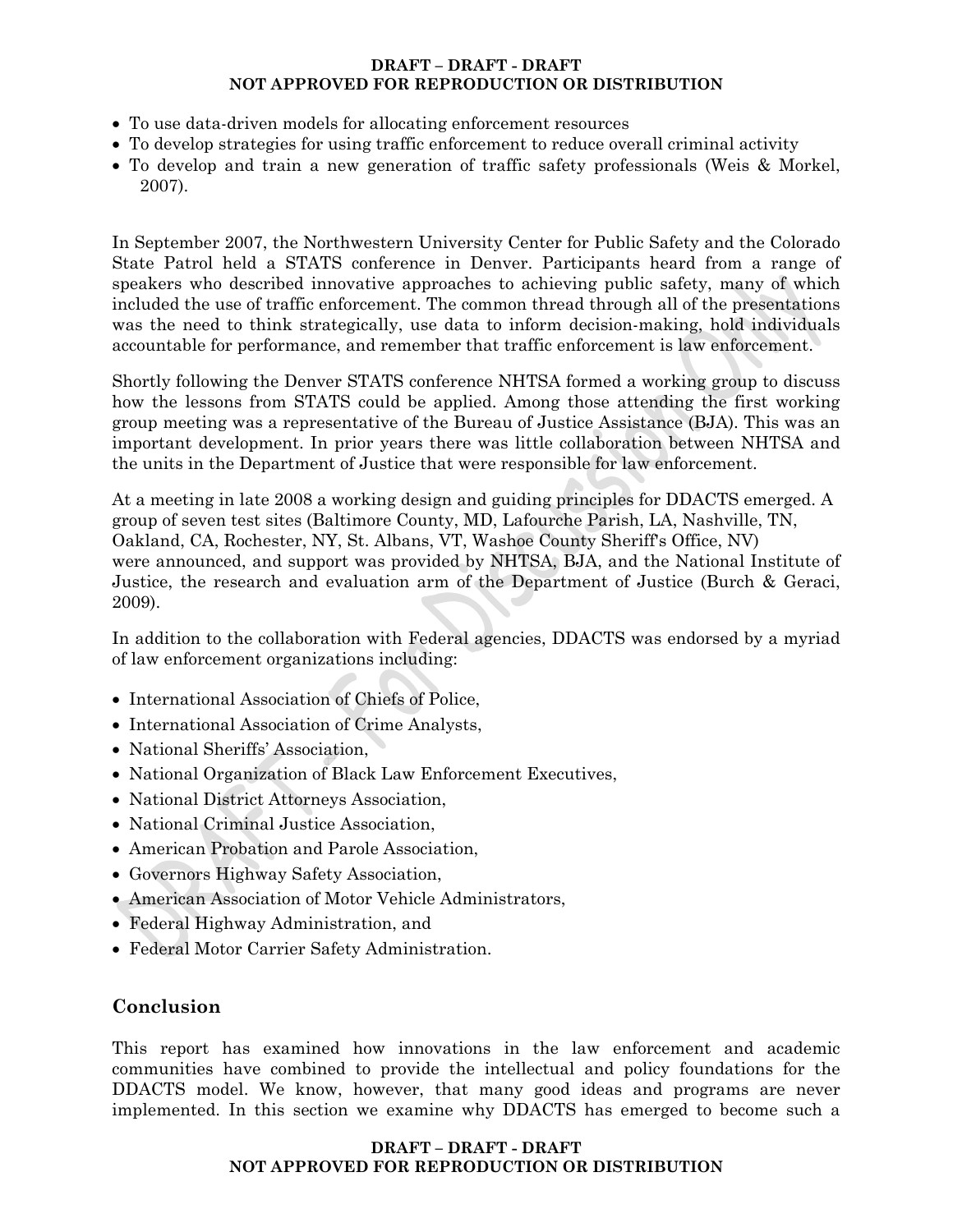- To use data-driven models for allocating enforcement resources
- To develop strategies for using traffic enforcement to reduce overall criminal activity
- To develop and train a new generation of traffic safety professionals (Weis & Morkel, 2007).

In September 2007, the Northwestern University Center for Public Safety and the Colorado State Patrol held a STATS conference in Denver. Participants heard from a range of speakers who described innovative approaches to achieving public safety, many of which included the use of traffic enforcement. The common thread through all of the presentations was the need to think strategically, use data to inform decision-making, hold individuals accountable for performance, and remember that traffic enforcement is law enforcement.

Shortly following the Denver STATS conference NHTSA formed a working group to discuss how the lessons from STATS could be applied. Among those attending the first working group meeting was a representative of the Bureau of Justice Assistance (BJA). This was an important development. In prior years there was little collaboration between NHTSA and the units in the Department of Justice that were responsible for law enforcement.

At a meeting in late 2008 a working design and guiding principles for DDACTS emerged. A group of seven test sites (Baltimore County, MD, Lafourche Parish, LA, Nashville, TN, Oakland, CA, Rochester, NY, St. Albans, VT, Washoe County Sheriff's Office, NV) were announced, and support was provided by NHTSA, BJA, and the National Institute of Justice, the research and evaluation arm of the Department of Justice (Burch & Geraci, 2009).

In addition to the collaboration with Federal agencies, DDACTS was endorsed by a myriad of law enforcement organizations including:

- International Association of Chiefs of Police,
- International Association of Crime Analysts,
- National Sheriffs' Association,
- National Organization of Black Law Enforcement Executives,
- National District Attorneys Association,
- National Criminal Justice Association,
- American Probation and Parole Association,
- Governors Highway Safety Association,
- American Association of Motor Vehicle Administrators,
- Federal Highway Administration, and
- Federal Motor Carrier Safety Administration.

## Conclusion

This report has examined how innovations in the law enforcement and academic communities have combined to provide the intellectual and policy foundations for the DDACTS model. We know, however, that many good ideas and programs are never implemented. In this section we examine why DDACTS has emerged to become such a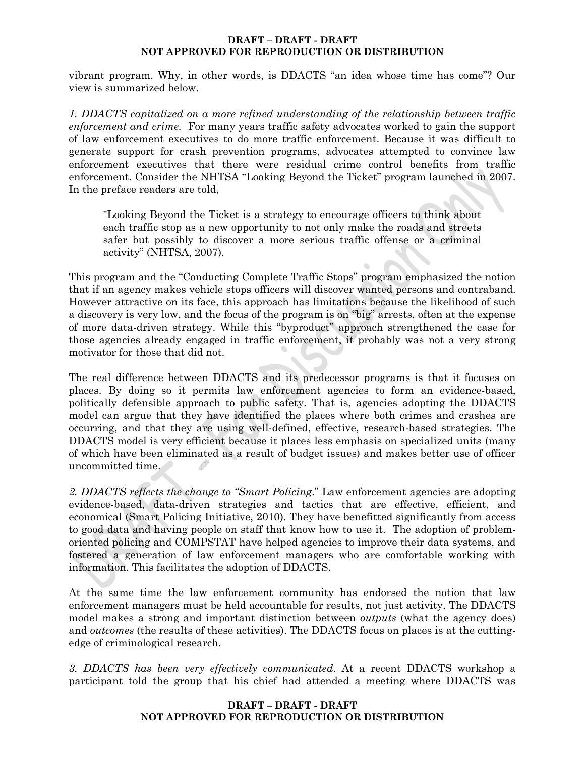vibrant program. Why, in other words, is DDACTS "an idea whose time has come"? Our view is summarized below.

*1. DDACTS capitalized on a more refined understanding of the relationship between traffic enforcement and crime.* For many years traffic safety advocates worked to gain the support of law enforcement executives to do more traffic enforcement. Because it was difficult to generate support for crash prevention programs, advocates attempted to convince law enforcement executives that there were residual crime control benefits from traffic enforcement. Consider the NHTSA "Looking Beyond the Ticket" program launched in 2007. In the preface readers are told,

> "Looking Beyond the Ticket is a strategy to encourage officers to think about each traffic stop as a new opportunity to not only make the roads and streets safer but possibly to discover a more serious traffic offense or a criminal activity" (NHTSA, 2007).

This program and the "Conducting Complete Traffic Stops" program emphasized the notion that if an agency makes vehicle stops officers will discover wanted persons and contraband. However attractive on its face, this approach has limitations because the likelihood of such a discovery is very low, and the focus of the program is on "big" arrests, often at the expense of more data-driven strategy. While this "byproduct" approach strengthened the case for those agencies already engaged in traffic enforcement, it probably was not a very strong motivator for those that did not.

The real difference between DDACTS and its predecessor programs is that it focuses on places. By doing so it permits law enforcement agencies to form an evidence-based, politically defensible approach to public safety. That is, agencies adopting the DDACTS model can argue that they have identified the places where both crimes and crashes are occurring, and that they are using well-defined, effective, research-based strategies. The DDACTS model is very efficient because it places less emphasis on specialized units (many of which have been eliminated as a result of budget issues) and makes better use of officer uncommitted time.

*2. DDACTS reflects the change to "Smart Policing*." Law enforcement agencies are adopting evidence-based, data-driven strategies and tactics that are effective, efficient, and economical (Smart Policing Initiative, 2010). They have benefitted significantly from access to good data and having people on staff that know how to use it. The adoption of problem-oriented policing and COMPSTAT have helped agencies to improve their data systems, and fostered a generation of law enforcement managers who are comfortable working with information. This facilitates the adoption of DDACTS.

At the same time the law enforcement community has endorsed the notion that law enforcement managers must be held accountable for results, not just activity. The DDACTS model makes a strong and important distinction between *outputs* (what the agency does) and *outcomes* (the results of these activities). The DDACTS focus on places is at the cutting-edge of criminological research.

*3. DDACTS has been very effectively communicated.* At a recent DDACTS workshop a participant told the group that his chief had attended a meeting where DDACTS was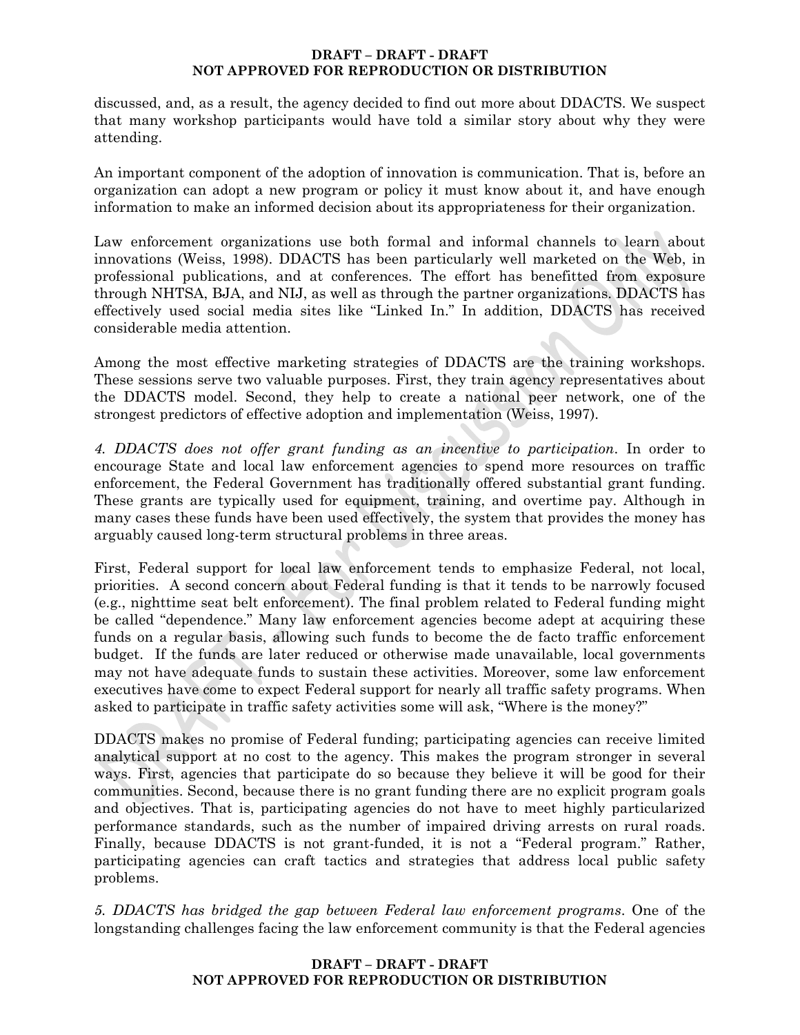discussed, and, as a result, the agency decided to find out more about DDACTS. We suspect that many workshop participants would have told a similar story about why they were attending.

An important component of the adoption of innovation is communication. That is, before an organization can adopt a new program or policy it must know about it, and have enough information to make an informed decision about its appropriateness for their organization.

Law enforcement organizations use both formal and informal channels to learn about innovations (Weiss, 1998). DDACTS has been particularly well marketed on the Web, in professional publications, and at conferences. The effort has benefitted from exposure through NHTSA, BJA, and NIJ, as well as through the partner organizations. DDACTS has effectively used social media sites like "Linked In." In addition, DDACTS has received considerable media attention.

Among the most effective marketing strategies of DDACTS are the training workshops. These sessions serve two valuable purposes. First, they train agency representatives about the DDACTS model. Second, they help to create a national peer network, one of the strongest predictors of effective adoption and implementation (Weiss, 1997).

*4. DDACTS does not offer grant funding as an incentive to participation*. In order to encourage State and local law enforcement agencies to spend more resources on traffic enforcement, the Federal Government has traditionally offered substantial grant funding. These grants are typically used for equipment, training, and overtime pay. Although in many cases these funds have been used effectively, the system that provides the money has arguably caused long-term structural problems in three areas.

First, Federal support for local law enforcement tends to emphasize Federal, not local, priorities. A second concern about Federal funding is that it tends to be narrowly focused (e.g., nighttime seat belt enforcement). The final problem related to Federal funding might be called "dependence." Many law enforcement agencies become adept at acquiring these funds on a regular basis, allowing such funds to become the de facto traffic enforcement budget. If the funds are later reduced or otherwise made unavailable, local governments may not have adequate funds to sustain these activities. Moreover, some law enforcement executives have come to expect Federal support for nearly all traffic safety programs. When asked to participate in traffic safety activities some will ask, "Where is the money?"

DDACTS makes no promise of Federal funding; participating agencies can receive limited analytical support at no cost to the agency. This makes the program stronger in several ways. First, agencies that participate do so because they believe it will be good for their communities. Second, because there is no grant funding there are no explicit program goals and objectives. That is, participating agencies do not have to meet highly particularized performance standards, such as the number of impaired driving arrests on rural roads. Finally, because DDACTS is not grant-funded, it is not a "Federal program." Rather, participating agencies can craft tactics and strategies that address local public safety problems.

*5. DDACTS has bridged the gap between Federal law enforcement programs*. One of the longstanding challenges facing the law enforcement community is that the Federal agencies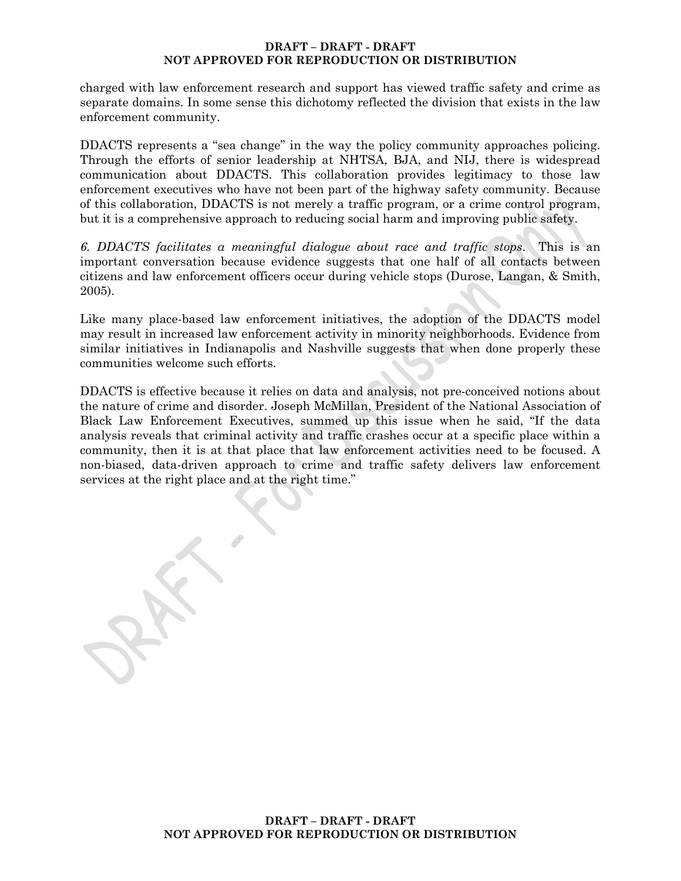charged with law enforcement research and support has viewed traffic safety and crime as separate domains. In some sense this dichotomy reflected the division that exists in the law enforcement community.

DDACTS represents a "sea change" in the way the policy community approaches policing. Through the efforts of senior leadership at NHTSA, BJA, and NIJ, there is widespread communication about DDACTS. This collaboration provides legitimacy to those law enforcement executives who have not been part of the highway safety community. Because of this collaboration, DDACTS is not merely a traffic program, or a crime control program, but it is a comprehensive approach to reducing social harm and improving public safety.

*6. DDACTS facilitates a meaningful dialogue about race and traffic stops.* This is an important conversation because evidence suggests that one half of all contacts between citizens and law enforcement officers occur during vehicle stops (Durose, Langan, & Smith, 2005).

Like many place-based law enforcement initiatives, the adoption of the DDACTS model may result in increased law enforcement activity in minority neighborhoods. Evidence from similar initiatives in Indianapolis and Nashville suggests that when done properly these communities welcome such efforts.

DDACTS is effective because it relies on data and analysis, not pre-conceived notions about the nature of crime and disorder. Joseph McMillan, President of the National Association of Black Law Enforcement Executives, summed up this issue when he said, "If the data analysis reveals that criminal activity and traffic crashes occur at a specific place within a community, then it is at that place that law enforcement activities need to be focused. A non-biased, data-driven approach to crime and traffic safety delivers law enforcement services at the right place and at the right time."